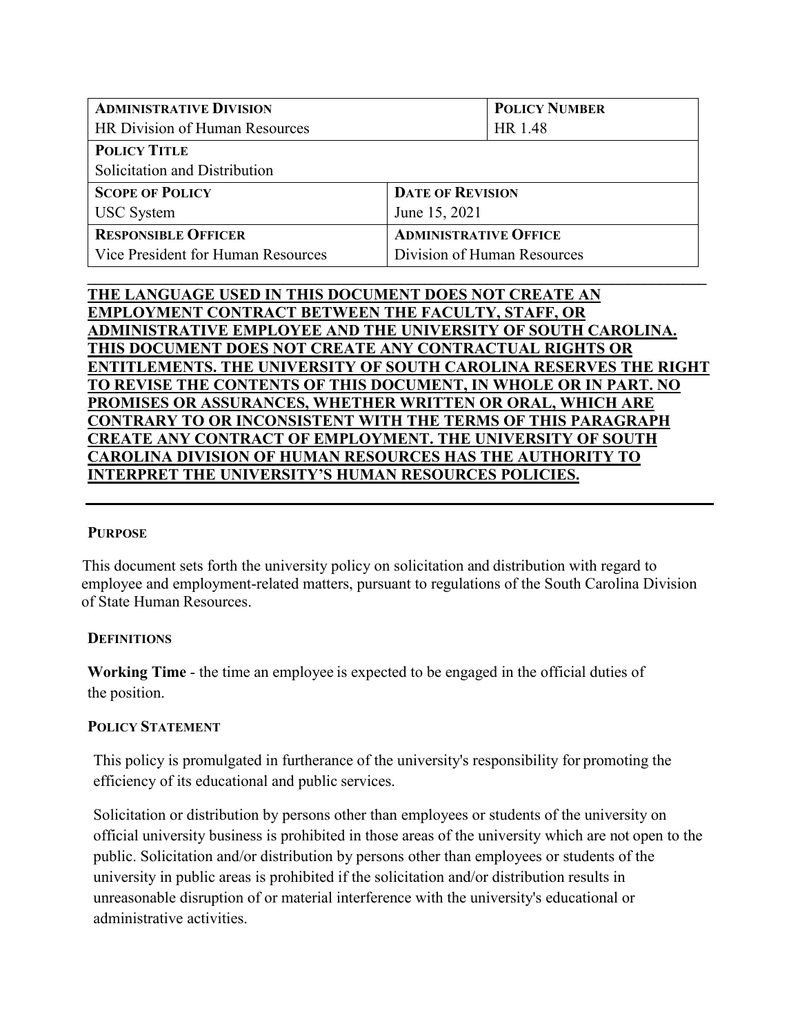| **ADMINISTRATIVE DIVISION** | | **POLICY NUMBER** |
|---|---|---|
| HR Division of Human Resources | | HR 1.48 |
| **POLICY TITLE** | | |
| Solicitation and Distribution | | |
| **SCOPE OF POLICY** | **DATE OF REVISION** | |
| USC System | June 15, 2021 | |
| **RESPONSIBLE OFFICER** | **ADMINISTRATIVE OFFICE** | |
| Vice President for Human Resources | Division of Human Resources | |

**THE LANGUAGE USED IN THIS DOCUMENT DOES NOT CREATE AN EMPLOYMENT CONTRACT BETWEEN THE FACULTY, STAFF, OR ADMINISTRATIVE EMPLOYEE AND THE UNIVERSITY OF SOUTH CAROLINA. THIS DOCUMENT DOES NOT CREATE ANY CONTRACTUAL RIGHTS OR ENTITLEMENTS. THE UNIVERSITY OF SOUTH CAROLINA RESERVES THE RIGHT TO REVISE THE CONTENTS OF THIS DOCUMENT, IN WHOLE OR IN PART. NO PROMISES OR ASSURANCES, WHETHER WRITTEN OR ORAL, WHICH ARE CONTRARY TO OR INCONSISTENT WITH THE TERMS OF THIS PARAGRAPH CREATE ANY CONTRACT OF EMPLOYMENT. THE UNIVERSITY OF SOUTH CAROLINA DIVISION OF HUMAN RESOURCES HAS THE AUTHORITY TO INTERPRET THE UNIVERSITY'S HUMAN RESOURCES POLICIES.**

## PURPOSE

This document sets forth the university policy on solicitation and distribution with regard to employee and employment-related matters, pursuant to regulations of the South Carolina Division of State Human Resources.

## DEFINITIONS

**Working Time** - the time an employee is expected to be engaged in the official duties of the position.

## POLICY STATEMENT

This policy is promulgated in furtherance of the university's responsibility for promoting the efficiency of its educational and public services.

Solicitation or distribution by persons other than employees or students of the university on official university business is prohibited in those areas of the university which are not open to the public. Solicitation and/or distribution by persons other than employees or students of the university in public areas is prohibited if the solicitation and/or distribution results in unreasonable disruption of or material interference with the university's educational or administrative activities.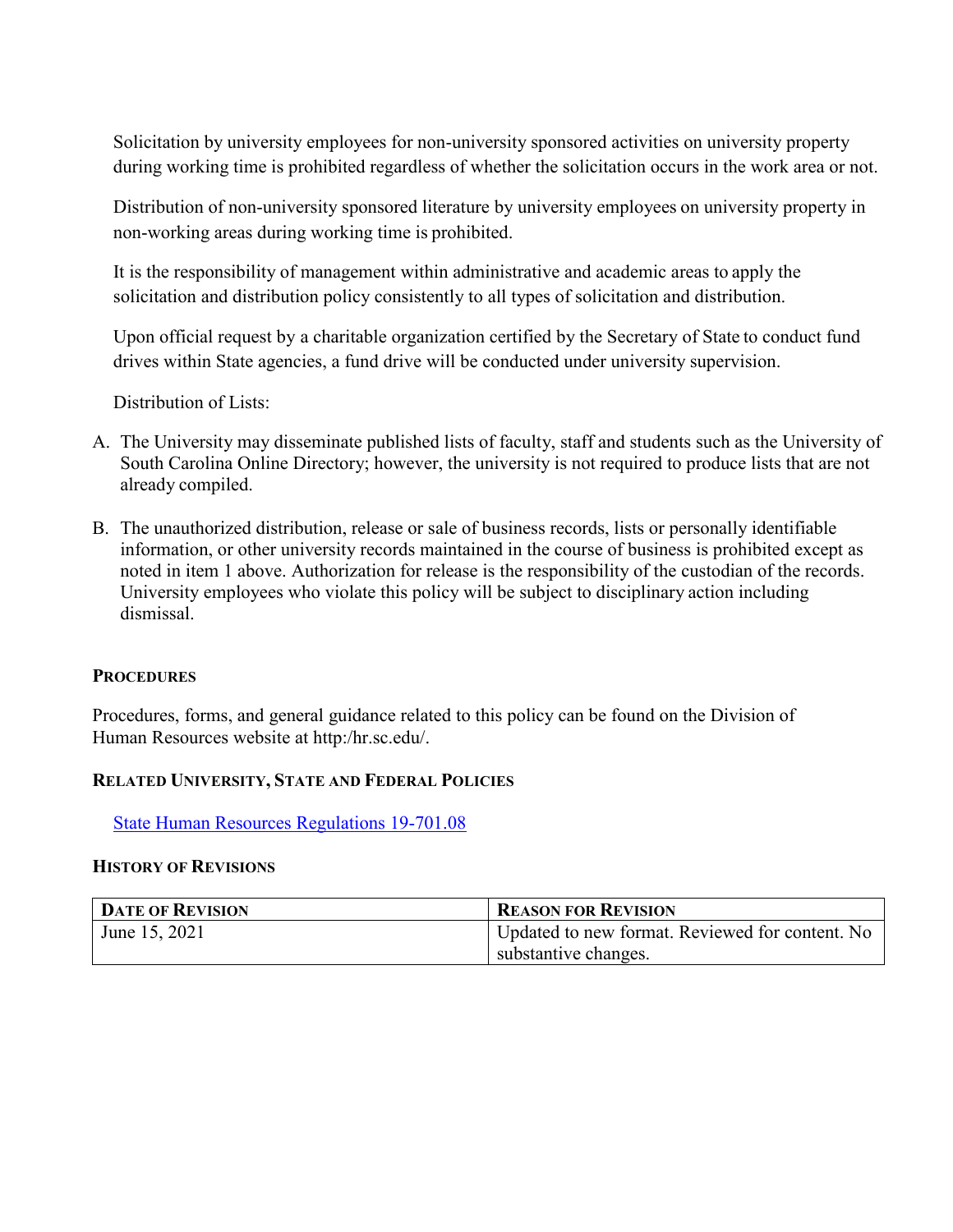Solicitation by university employees for non-university sponsored activities on university property during working time is prohibited regardless of whether the solicitation occurs in the work area or not.

Distribution of non-university sponsored literature by university employees on university property in non-working areas during working time is prohibited.

It is the responsibility of management within administrative and academic areas to apply the solicitation and distribution policy consistently to all types of solicitation and distribution.

Upon official request by a charitable organization certified by the Secretary of State to conduct fund drives within State agencies, a fund drive will be conducted under university supervision.

Distribution of Lists:

A. The University may disseminate published lists of faculty, staff and students such as the University of South Carolina Online Directory; however, the university is not required to produce lists that are not already compiled.

B. The unauthorized distribution, release or sale of business records, lists or personally identifiable information, or other university records maintained in the course of business is prohibited except as noted in item 1 above. Authorization for release is the responsibility of the custodian of the records. University employees who violate this policy will be subject to disciplinary action including dismissal.

## Procedures

Procedures, forms, and general guidance related to this policy can be found on the Division of Human Resources website at http:/hr.sc.edu/.

## Related University, State and Federal Policies

State Human Resources Regulations 19-701.08

## History of Revisions

| Date of Revision | Reason for Revision |
| --- | --- |
| June 15, 2021 | Updated to new format. Reviewed for content. No substantive changes. |